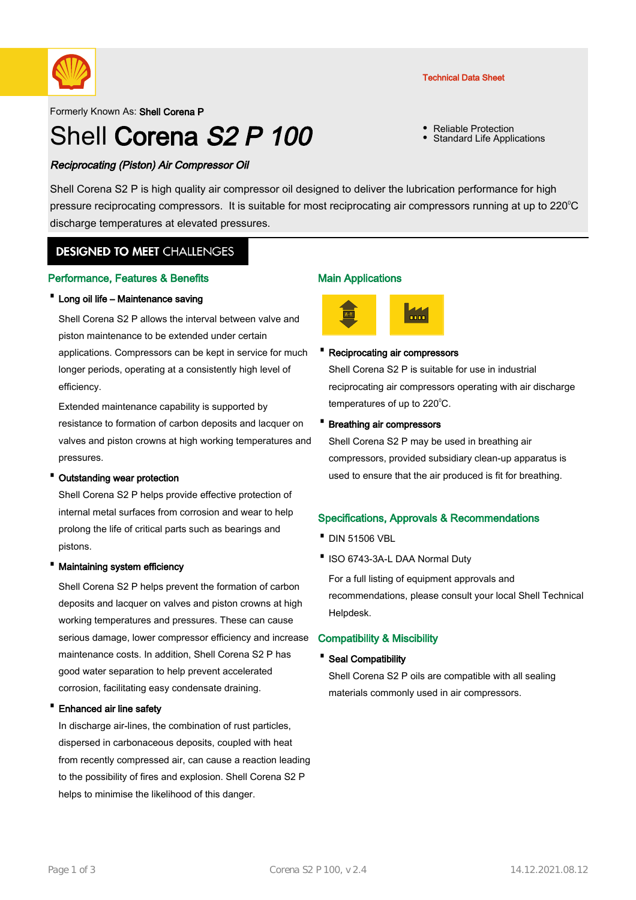Technical Data Sheet

Formerly Known As: **Shell Corena P**

# Shell **Corena** *S2 P 100*

- Reliable Protection
- Standard Life Applications

***Reciprocating (Piston) Air Compressor Oil***

Shell Corena S2 P is high quality air compressor oil designed to deliver the lubrication performance for high pressure reciprocating compressors. It is suitable for most reciprocating air compressors running at up to 220°C discharge temperatures at elevated pressures.

## DESIGNED TO MEET CHALLENGES

### Performance, Features & Benefits

- **Long oil life – Maintenance saving**

  Shell Corena S2 P allows the interval between valve and piston maintenance to be extended under certain applications. Compressors can be kept in service for much longer periods, operating at a consistently high level of efficiency.

  Extended maintenance capability is supported by resistance to formation of carbon deposits and lacquer on valves and piston crowns at high working temperatures and pressures.

- **Outstanding wear protection**

  Shell Corena S2 P helps provide effective protection of internal metal surfaces from corrosion and wear to help prolong the life of critical parts such as bearings and pistons.

- **Maintaining system efficiency**

  Shell Corena S2 P helps prevent the formation of carbon deposits and lacquer on valves and piston crowns at high working temperatures and pressures. These can cause serious damage, lower compressor efficiency and increase maintenance costs. In addition, Shell Corena S2 P has good water separation to help prevent accelerated corrosion, facilitating easy condensate draining.

- **Enhanced air line safety**

  In discharge air-lines, the combination of rust particles, dispersed in carbonaceous deposits, coupled with heat from recently compressed air, can cause a reaction leading to the possibility of fires and explosion. Shell Corena S2 P helps to minimise the likelihood of this danger.

### Main Applications

- **Reciprocating air compressors**

  Shell Corena S2 P is suitable for use in industrial reciprocating air compressors operating with air discharge temperatures of up to 220°C.

- **Breathing air compressors**

  Shell Corena S2 P may be used in breathing air compressors, provided subsidiary clean-up apparatus is used to ensure that the air produced is fit for breathing.

### Specifications, Approvals & Recommendations

- DIN 51506 VBL
- ISO 6743-3A-L DAA Normal Duty

  For a full listing of equipment approvals and recommendations, please consult your local Shell Technical Helpdesk.

### Compatibility & Miscibility

- **Seal Compatibility**

  Shell Corena S2 P oils are compatible with all sealing materials commonly used in air compressors.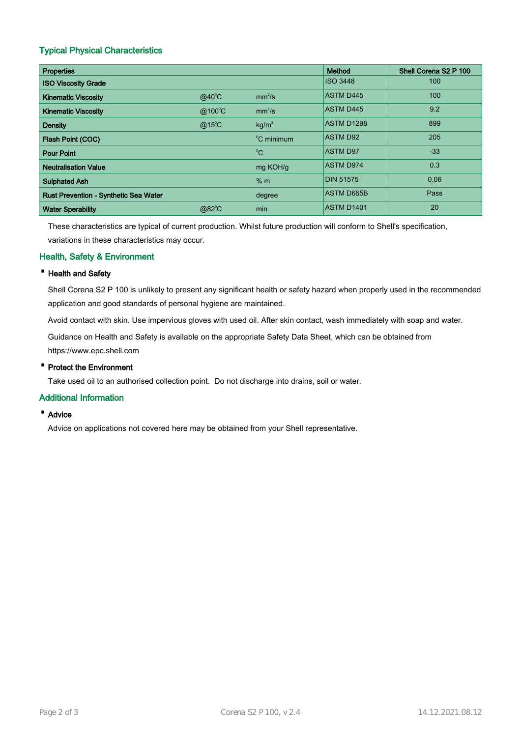## Typical Physical Characteristics

| Properties | | | Method | Shell Corena S2 P 100 |
|---|---|---|---|---|
| ISO Viscosity Grade | | | ISO 3448 | 100 |
| Kinematic Viscosity | @40°C | $mm^2/s$ | ASTM D445 | 100 |
| Kinematic Viscosity | @100°C | $mm^2/s$ | ASTM D445 | 9.2 |
| Density | @15°C | $kg/m^3$ | ASTM D1298 | 899 |
| Flash Point (COC) | | °C minimum | ASTM D92 | 205 |
| Pour Point | | °C | ASTM D97 | -33 |
| Neutralisation Value | | mg KOH/g | ASTM D974 | 0.3 |
| Sulphated Ash | | % m | DIN 51575 | 0.06 |
| Rust Prevention - Synthetic Sea Water | | degree | ASTM D665B | Pass |
| Water Sperability | @82°C | min | ASTM D1401 | 20 |

These characteristics are typical of current production. Whilst future production will conform to Shell's specification, variations in these characteristics may occur.

## Health, Safety & Environment

- **Health and Safety**

Shell Corena S2 P 100 is unlikely to present any significant health or safety hazard when properly used in the recommended application and good standards of personal hygiene are maintained.

Avoid contact with skin. Use impervious gloves with used oil. After skin contact, wash immediately with soap and water.

Guidance on Health and Safety is available on the appropriate Safety Data Sheet, which can be obtained from https://www.epc.shell.com

- **Protect the Environment**

Take used oil to an authorised collection point. Do not discharge into drains, soil or water.

## Additional Information

- **Advice**

Advice on applications not covered here may be obtained from your Shell representative.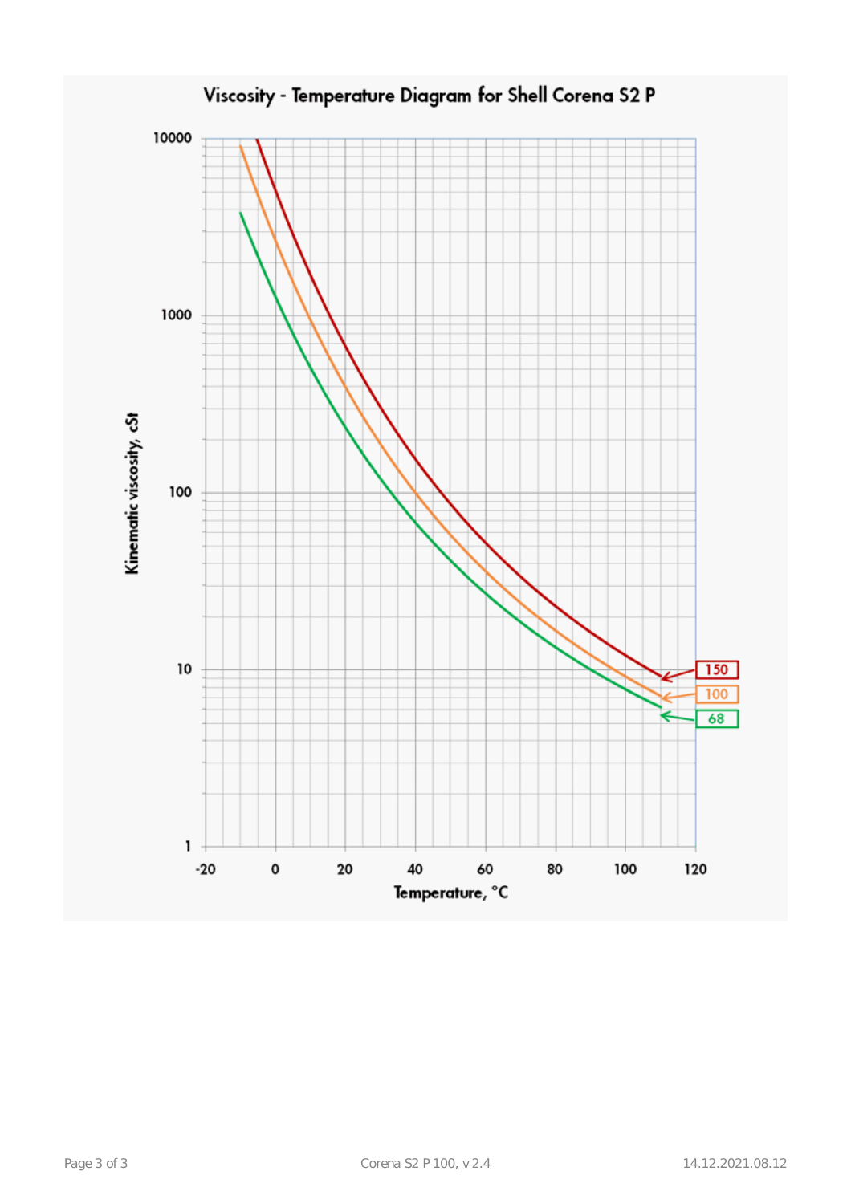## Viscosity - Temperature Diagram for Shell Corena S2 P

Kinematic viscosity, cSt

10000

1000

100

10

1

-20

0

20

40

60

80

100

120

Temperature, °C

150

100

68